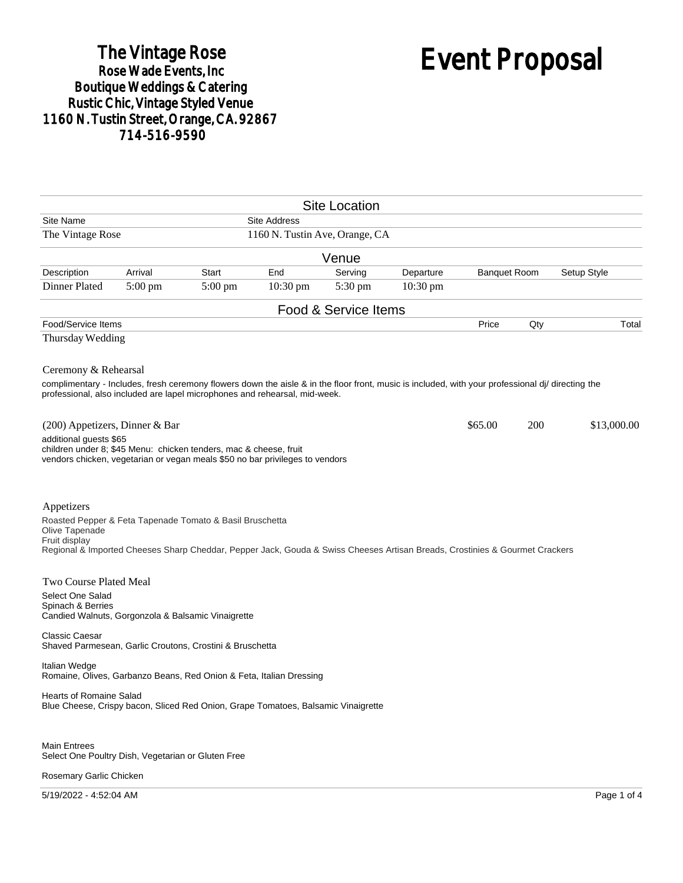# The Vintage Rose
**Rose Wade Events, Inc**
**Boutique Weddings & Catering**
**Rustic Chic, Vintage Styled Venue**
**1160 N. Tustin Street, Orange, CA. 92867**
**714-516-9590**

# Event Proposal

## Site Location

| Site Name | Site Address |
|---|---|
| The Vintage Rose | 1160 N. Tustin Ave, Orange, CA |

## Venue

| Description | Arrival | Start | End | Serving | Departure | Banquet Room | Setup Style |
|---|---|---|---|---|---|---|---|
| Dinner Plated | 5:00 pm | 5:00 pm | 10:30 pm | 5:30 pm | 10:30 pm | | |

## Food & Service Items

| Food/Service Items | Price | Qty | Total |
|---|---|---|---|
| Thursday Wedding | | | |
| (200) Appetizers, Dinner & Bar | $65.00 | 200 | $13,000.00 |

Thursday Wedding

### Ceremony & Rehearsal

complimentary - Includes, fresh ceremony flowers down the aisle & in the floor front, music is included, with your professional dj/ directing the professional, also included are lapel microphones and rehearsal, mid-week.

### (200) Appetizers, Dinner & Bar

additional guests $65
children under 8; $45 Menu: chicken tenders, mac & cheese, fruit
vendors chicken, vegetarian or vegan meals $50 no bar privileges to vendors

### Appetizers

Roasted Pepper & Feta Tapenade Tomato & Basil Bruschetta
Olive Tapenade
Fruit display
Regional & Imported Cheeses Sharp Cheddar, Pepper Jack, Gouda & Swiss Cheeses Artisan Breads, Crostinies & Gourmet Crackers

### Two Course Plated Meal

Select One Salad
Spinach & Berries
Candied Walnuts, Gorgonzola & Balsamic Vinaigrette

Classic Caesar
Shaved Parmesean, Garlic Croutons, Crostini & Bruschetta

Italian Wedge
Romaine, Olives, Garbanzo Beans, Red Onion & Feta, Italian Dressing

Hearts of Romaine Salad
Blue Cheese, Crispy bacon, Sliced Red Onion, Grape Tomatoes, Balsamic Vinaigrette

Main Entrees
Select One Poultry Dish, Vegetarian or Gluten Free

Rosemary Garlic Chicken

5/19/2022 - 4:52:04 AM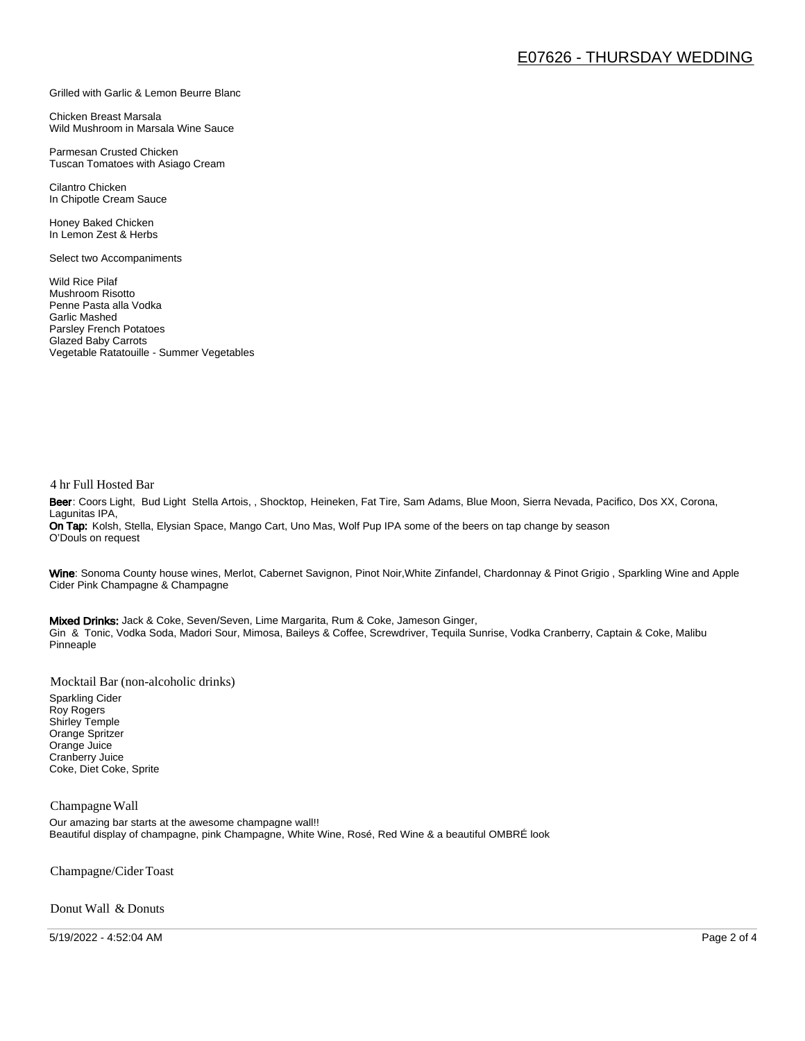Grilled with Garlic & Lemon Beurre Blanc

Chicken Breast Marsala
Wild Mushroom in Marsala Wine Sauce

Parmesan Crusted Chicken
Tuscan Tomatoes with Asiago Cream

Cilantro Chicken
In Chipotle Cream Sauce

Honey Baked Chicken
In Lemon Zest & Herbs

Select two Accompaniments

Wild Rice Pilaf
Mushroom Risotto
Penne Pasta alla Vodka
Garlic Mashed
Parsley French Potatoes
Glazed Baby Carrots
Vegetable Ratatouille - Summer Vegetables

## 4 hr Full Hosted Bar

**Beer**: Coors Light, Bud Light Stella Artois, , Shocktop, Heineken, Fat Tire, Sam Adams, Blue Moon, Sierra Nevada, Pacifico, Dos XX, Corona, Lagunitas IPA,
**On Tap:** Kolsh, Stella, Elysian Space, Mango Cart, Uno Mas, Wolf Pup IPA some of the beers on tap change by season
O'Douls on request

**Wine**: Sonoma County house wines, Merlot, Cabernet Savignon, Pinot Noir,White Zinfandel, Chardonnay & Pinot Grigio , Sparkling Wine and Apple Cider Pink Champagne & Champagne

**Mixed Drinks:** Jack & Coke, Seven/Seven, Lime Margarita, Rum & Coke, Jameson Ginger,
Gin & Tonic, Vodka Soda, Madori Sour, Mimosa, Baileys & Coffee, Screwdriver, Tequila Sunrise, Vodka Cranberry, Captain & Coke, Malibu Pinneaple

## Mocktail Bar (non-alcoholic drinks)

Sparkling Cider
Roy Rogers
Shirley Temple
Orange Spritzer
Orange Juice
Cranberry Juice
Coke, Diet Coke, Sprite

## Champagne Wall

Our amazing bar starts at the awesome champagne wall!!
Beautiful display of champagne, pink Champagne, White Wine, Rosé, Red Wine & a beautiful OMBRÉ look

## Champagne/Cider Toast

## Donut Wall & Donuts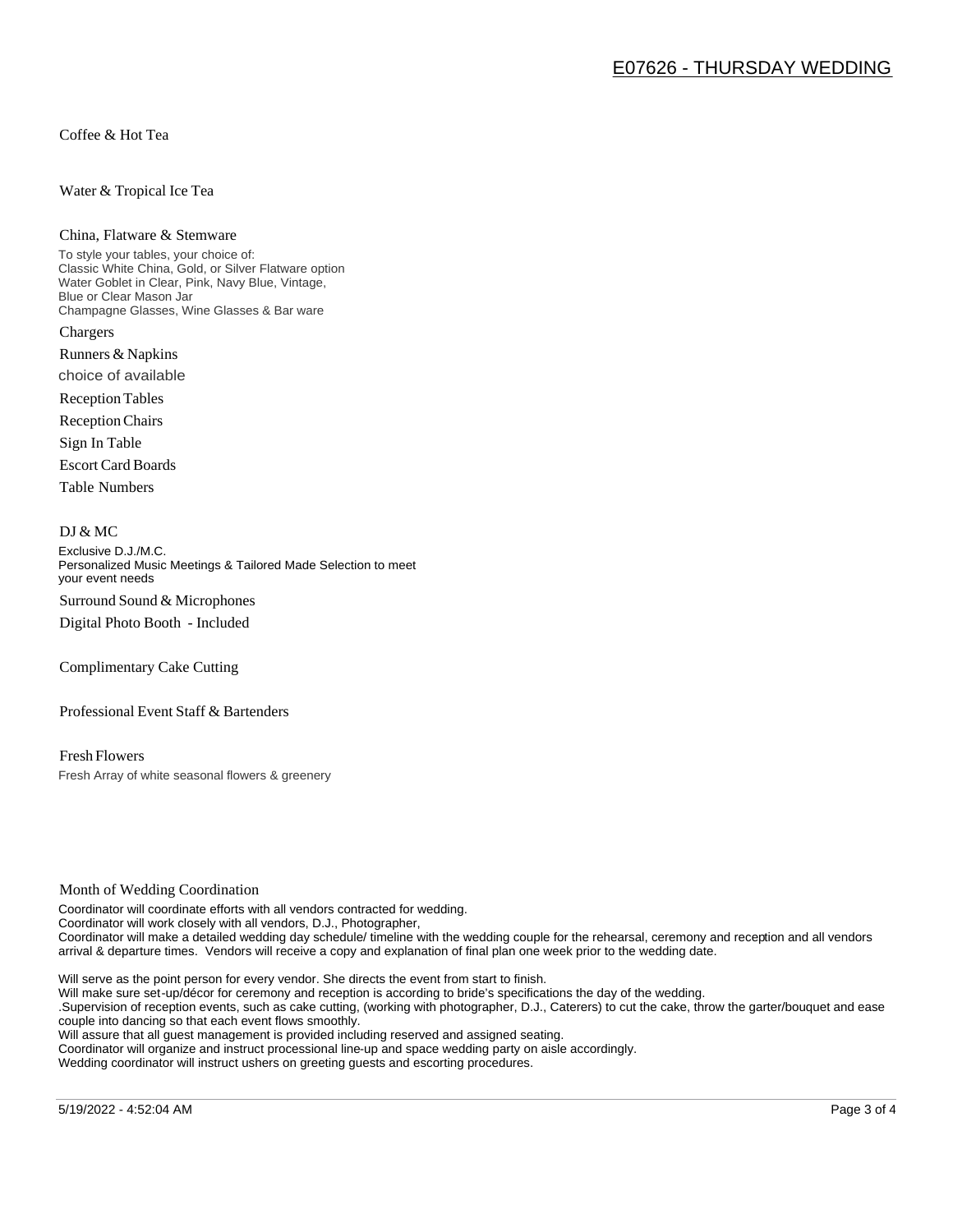Coffee & Hot Tea

Water & Tropical Ice Tea

China, Flatware & Stemware

To style your tables, your choice of:
Classic White China, Gold, or Silver Flatware option
Water Goblet in Clear, Pink, Navy Blue, Vintage, Blue or Clear Mason Jar
Champagne Glasses, Wine Glasses & Bar ware

Chargers

Runners & Napkins

choice of available

Reception Tables

Reception Chairs

Sign In Table

Escort Card Boards

Table Numbers

DJ & MC

Exclusive D.J./M.C.
Personalized Music Meetings & Tailored Made Selection to meet your event needs

Surround Sound & Microphones

Digital Photo Booth - Included

Complimentary Cake Cutting

Professional Event Staff & Bartenders

Fresh Flowers

Fresh Array of white seasonal flowers & greenery

Month of Wedding Coordination

Coordinator will coordinate efforts with all vendors contracted for wedding.
Coordinator will work closely with all vendors, D.J., Photographer,
Coordinator will make a detailed wedding day schedule/ timeline with the wedding couple for the rehearsal, ceremony and reception and all vendors arrival & departure times. Vendors will receive a copy and explanation of final plan one week prior to the wedding date.

Will serve as the point person for every vendor. She directs the event from start to finish.
Will make sure set-up/décor for ceremony and reception is according to bride's specifications the day of the wedding.
.Supervision of reception events, such as cake cutting, (working with photographer, D.J., Caterers) to cut the cake, throw the garter/bouquet and ease couple into dancing so that each event flows smoothly.
Will assure that all guest management is provided including reserved and assigned seating.
Coordinator will organize and instruct processional line-up and space wedding party on aisle accordingly.
Wedding coordinator will instruct ushers on greeting guests and escorting procedures.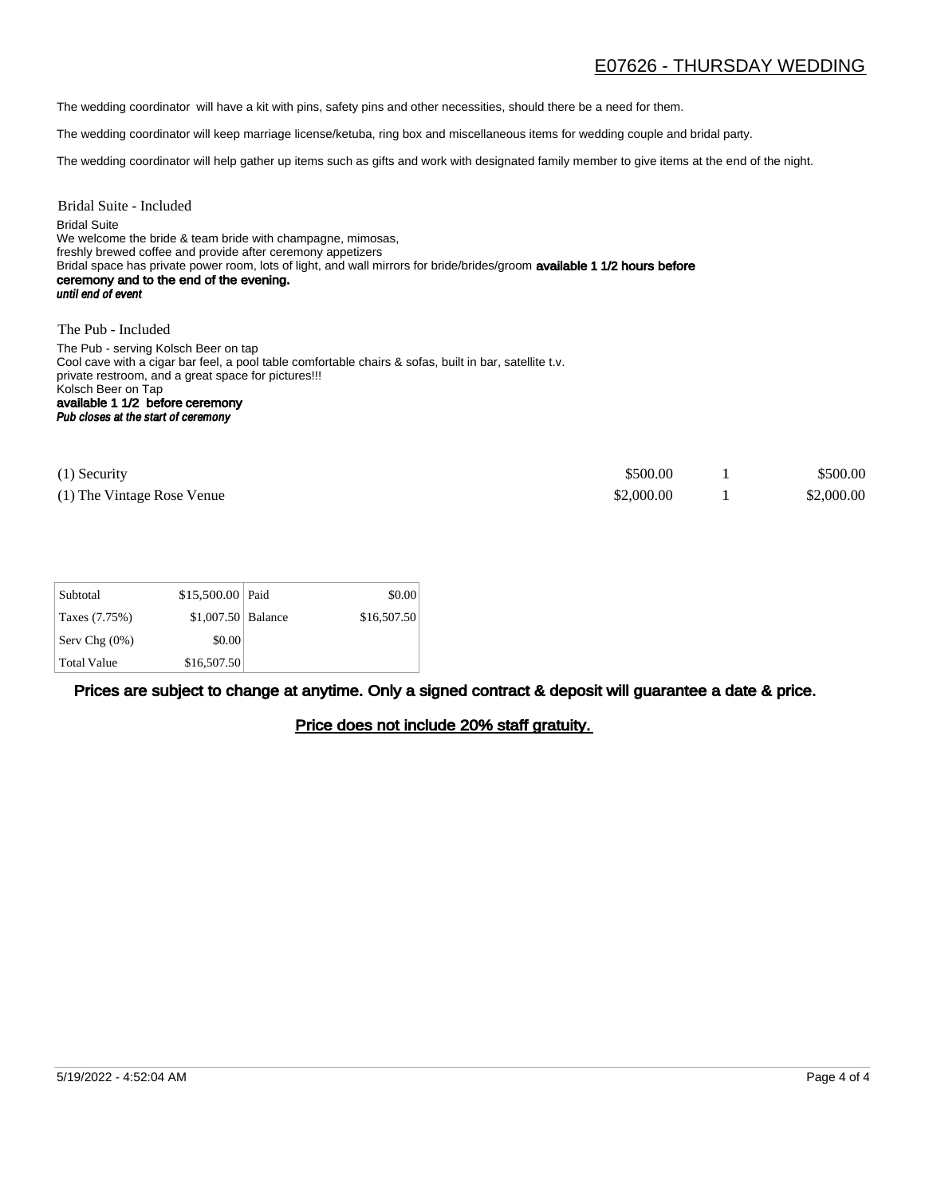The wedding coordinator will have a kit with pins, safety pins and other necessities, should there be a need for them.

The wedding coordinator will keep marriage license/ketuba, ring box and miscellaneous items for wedding couple and bridal party.

The wedding coordinator will help gather up items such as gifts and work with designated family member to give items at the end of the night.

### Bridal Suite - Included

Bridal Suite
We welcome the bride & team bride with champagne, mimosas,
freshly brewed coffee and provide after ceremony appetizers
Bridal space has private power room, lots of light, and wall mirrors for bride/brides/groom **available 1 1/2 hours before ceremony and to the end of the evening.**
***until end of event***

### The Pub - Included

The Pub - serving Kolsch Beer on tap
Cool cave with a cigar bar feel, a pool table comfortable chairs & sofas, built in bar, satellite t.v.
private restroom, and a great space for pictures!!!
Kolsch Beer on Tap
**available 1 1/2 before ceremony**
***Pub closes at the start of ceremony***

| | | | |
|---|---|---|---|
| (1) Security | $500.00 | 1 | $500.00 |
| (1) The Vintage Rose Venue | $2,000.00 | 1 | $2,000.00 |

| | | | |
|---|---|---|---|
| Subtotal | $15,500.00 | Paid | $0.00 |
| Taxes (7.75%) | $1,007.50 | Balance | $16,507.50 |
| Serv Chg (0%) | $0.00 | | |
| Total Value | $16,507.50 | | |

**Prices are subject to change at anytime. Only a signed contract & deposit will guarantee a date & price.**

**Price does not include 20% staff gratuity.**